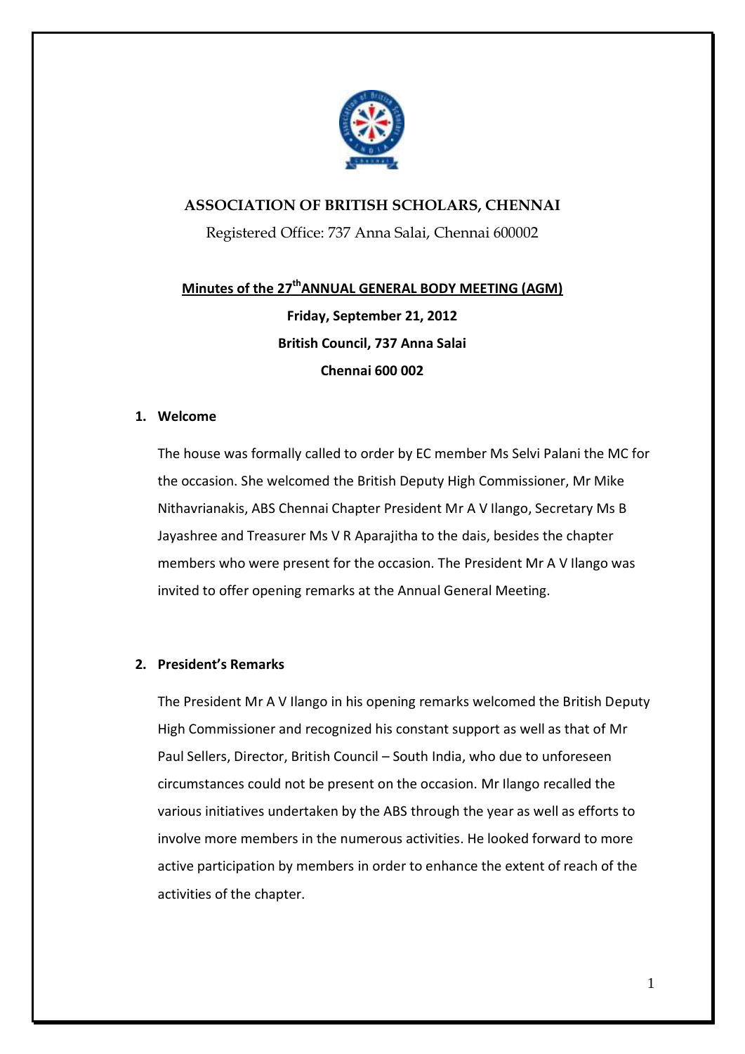# ASSOCIATION OF BRITISH SCHOLARS, CHENNAI

Registered Office: 737 Anna Salai, Chennai 600002

## Minutes of the 27th ANNUAL GENERAL BODY MEETING (AGM)

**Friday, September 21, 2012**

**British Council, 737 Anna Salai**

**Chennai 600 002**

### 1. Welcome

The house was formally called to order by EC member Ms Selvi Palani the MC for the occasion. She welcomed the British Deputy High Commissioner, Mr Mike Nithavrianakis, ABS Chennai Chapter President Mr A V Ilango, Secretary Ms B Jayashree and Treasurer Ms V R Aparajitha to the dais, besides the chapter members who were present for the occasion. The President Mr A V Ilango was invited to offer opening remarks at the Annual General Meeting.

### 2. President's Remarks

The President Mr A V Ilango in his opening remarks welcomed the British Deputy High Commissioner and recognized his constant support as well as that of Mr Paul Sellers, Director, British Council – South India, who due to unforeseen circumstances could not be present on the occasion. Mr Ilango recalled the various initiatives undertaken by the ABS through the year as well as efforts to involve more members in the numerous activities. He looked forward to more active participation by members in order to enhance the extent of reach of the activities of the chapter.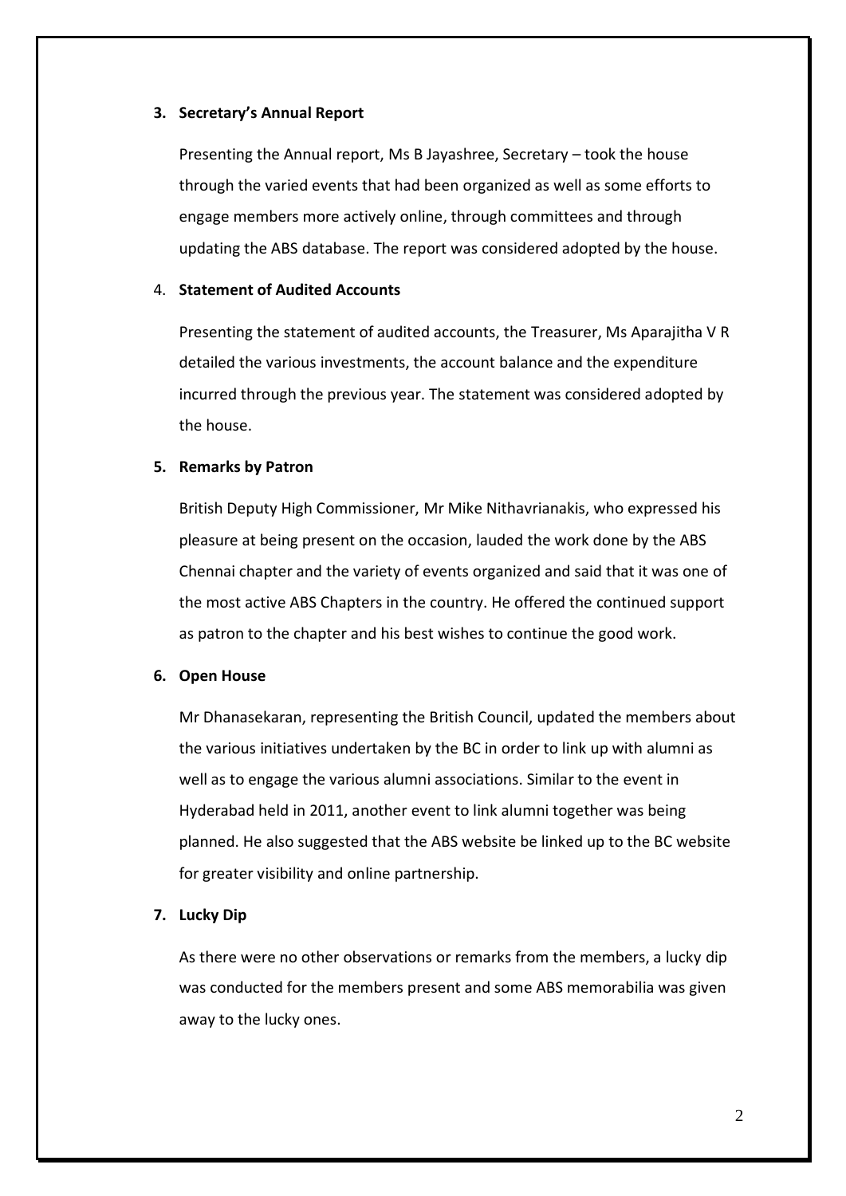**3. Secretary's Annual Report**

Presenting the Annual report, Ms B Jayashree, Secretary – took the house through the varied events that had been organized as well as some efforts to engage members more actively online, through committees and through updating the ABS database. The report was considered adopted by the house.

4. **Statement of Audited Accounts**

Presenting the statement of audited accounts, the Treasurer, Ms Aparajitha V R detailed the various investments, the account balance and the expenditure incurred through the previous year. The statement was considered adopted by the house.

**5. Remarks by Patron**

British Deputy High Commissioner, Mr Mike Nithavrianakis, who expressed his pleasure at being present on the occasion, lauded the work done by the ABS Chennai chapter and the variety of events organized and said that it was one of the most active ABS Chapters in the country. He offered the continued support as patron to the chapter and his best wishes to continue the good work.

**6. Open House**

Mr Dhanasekaran, representing the British Council, updated the members about the various initiatives undertaken by the BC in order to link up with alumni as well as to engage the various alumni associations. Similar to the event in Hyderabad held in 2011, another event to link alumni together was being planned. He also suggested that the ABS website be linked up to the BC website for greater visibility and online partnership.

**7. Lucky Dip**

As there were no other observations or remarks from the members, a lucky dip was conducted for the members present and some ABS memorabilia was given away to the lucky ones.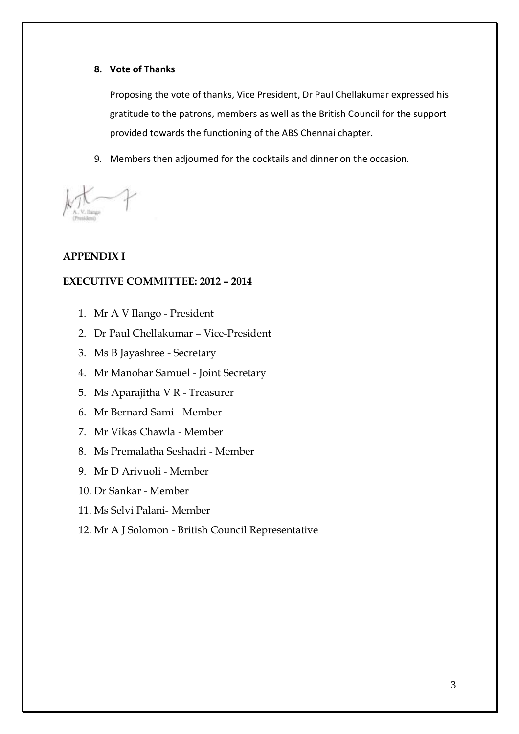**8. Vote of Thanks**

Proposing the vote of thanks, Vice President, Dr Paul Chellakumar expressed his gratitude to the patrons, members as well as the British Council for the support provided towards the functioning of the ABS Chennai chapter.

9. Members then adjourned for the cocktails and dinner on the occasion.

A. V. Ilango
(President)

## APPENDIX I

### EXECUTIVE COMMITTEE: 2012 – 2014

1. Mr A V Ilango - President
2. Dr Paul Chellakumar – Vice-President
3. Ms B Jayashree - Secretary
4. Mr Manohar Samuel - Joint Secretary
5. Ms Aparajitha V R - Treasurer
6. Mr Bernard Sami - Member
7. Mr Vikas Chawla - Member
8. Ms Premalatha Seshadri - Member
9. Mr D Arivuoli - Member
10. Dr Sankar - Member
11. Ms Selvi Palani- Member
12. Mr A J Solomon - British Council Representative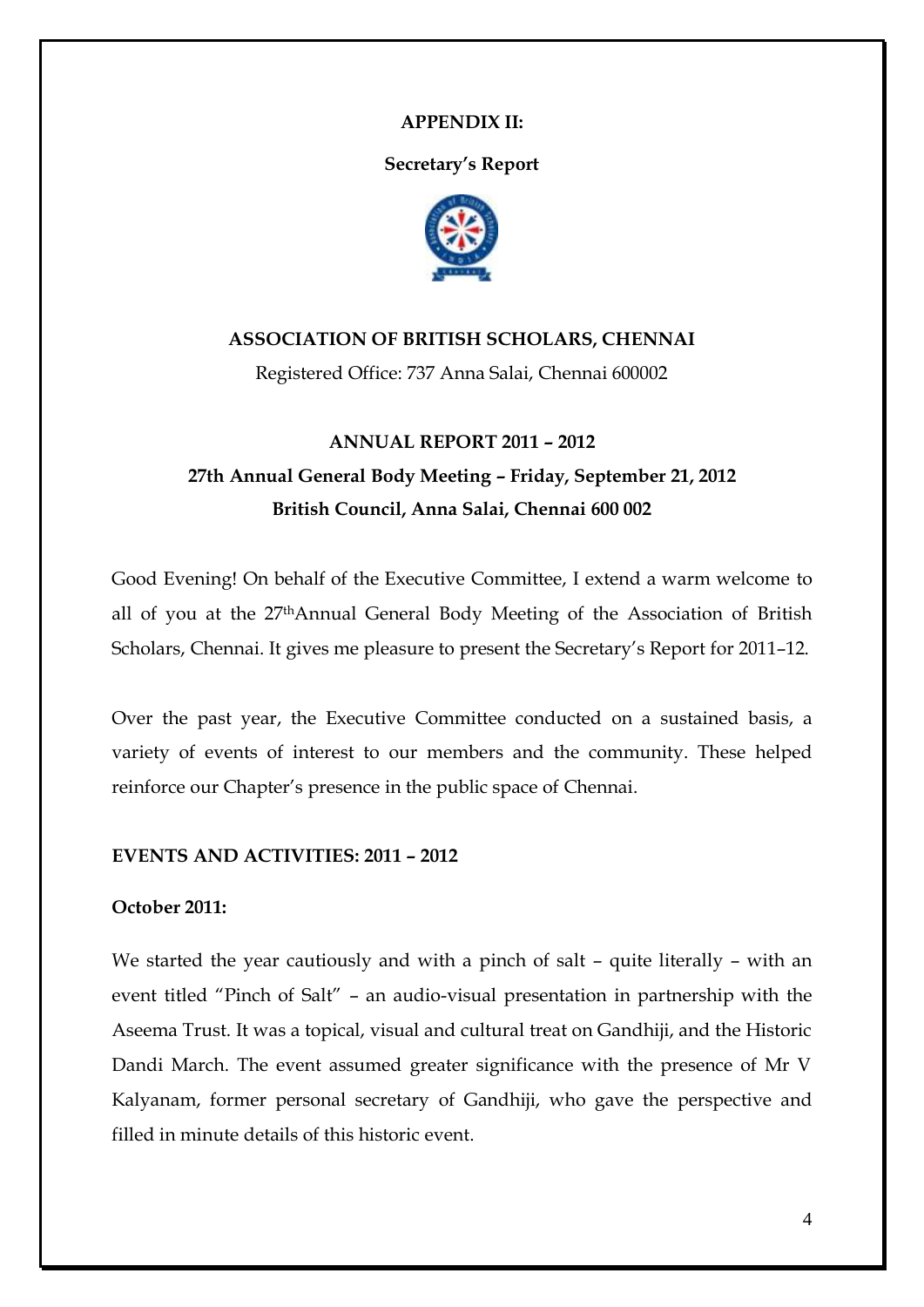**APPENDIX II:**

**Secretary's Report**

**ASSOCIATION OF BRITISH SCHOLARS, CHENNAI**

Registered Office: 737 Anna Salai, Chennai 600002

**ANNUAL REPORT 2011 – 2012**

**27th Annual General Body Meeting – Friday, September 21, 2012**

**British Council, Anna Salai, Chennai 600 002**

Good Evening! On behalf of the Executive Committee, I extend a warm welcome to all of you at the 27th Annual General Body Meeting of the Association of British Scholars, Chennai. It gives me pleasure to present the Secretary's Report for 2011–12.

Over the past year, the Executive Committee conducted on a sustained basis, a variety of events of interest to our members and the community. These helped reinforce our Chapter's presence in the public space of Chennai.

**EVENTS AND ACTIVITIES: 2011 – 2012**

**October 2011:**

We started the year cautiously and with a pinch of salt – quite literally – with an event titled "Pinch of Salt" – an audio-visual presentation in partnership with the Aseema Trust. It was a topical, visual and cultural treat on Gandhiji, and the Historic Dandi March. The event assumed greater significance with the presence of Mr V Kalyanam, former personal secretary of Gandhiji, who gave the perspective and filled in minute details of this historic event.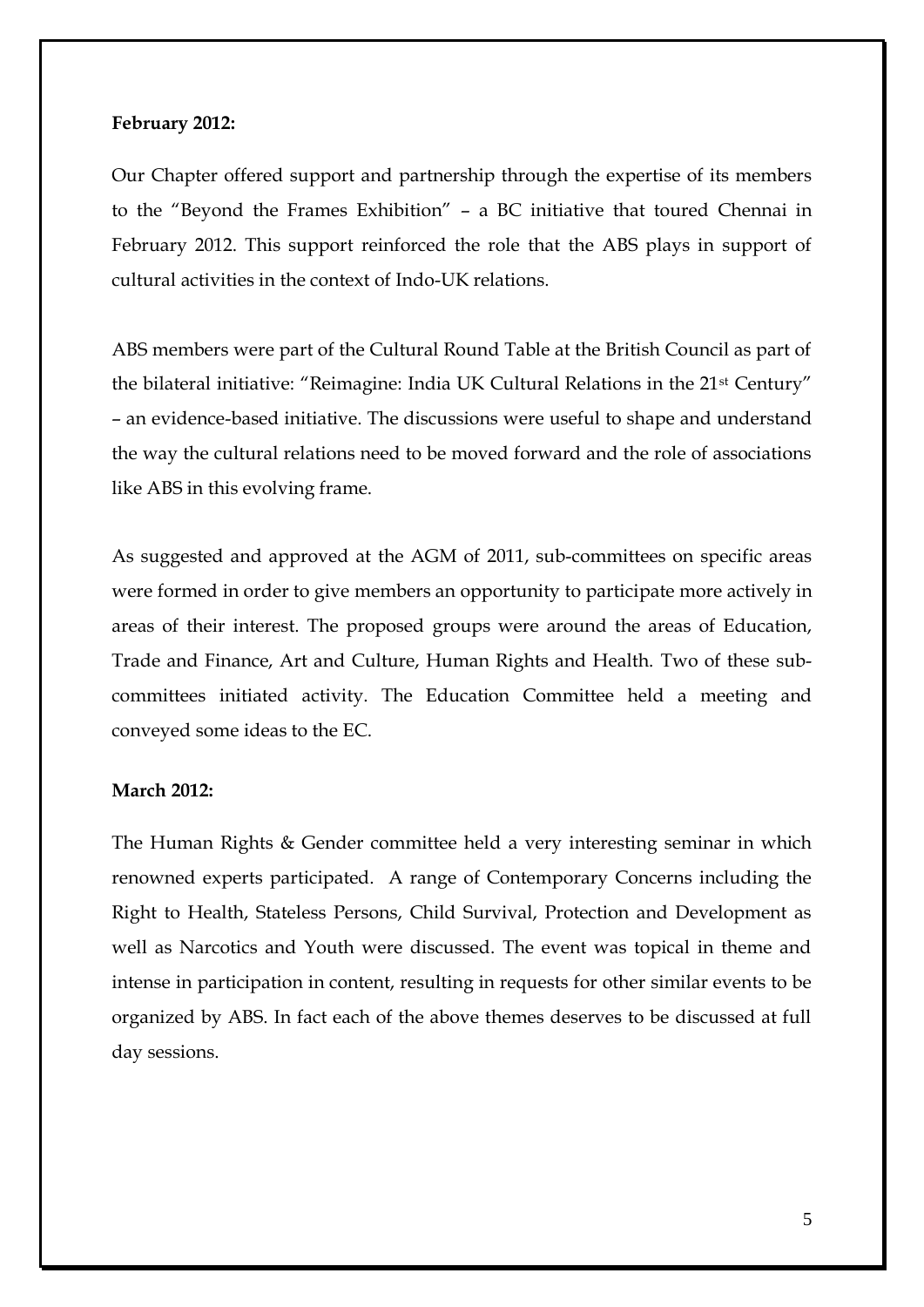**February 2012:**

Our Chapter offered support and partnership through the expertise of its members to the "Beyond the Frames Exhibition" – a BC initiative that toured Chennai in February 2012. This support reinforced the role that the ABS plays in support of cultural activities in the context of Indo-UK relations.

ABS members were part of the Cultural Round Table at the British Council as part of the bilateral initiative: "Reimagine: India UK Cultural Relations in the 21st Century" – an evidence-based initiative. The discussions were useful to shape and understand the way the cultural relations need to be moved forward and the role of associations like ABS in this evolving frame.

As suggested and approved at the AGM of 2011, sub-committees on specific areas were formed in order to give members an opportunity to participate more actively in areas of their interest. The proposed groups were around the areas of Education, Trade and Finance, Art and Culture, Human Rights and Health. Two of these sub-committees initiated activity. The Education Committee held a meeting and conveyed some ideas to the EC.

**March 2012:**

The Human Rights & Gender committee held a very interesting seminar in which renowned experts participated. A range of Contemporary Concerns including the Right to Health, Stateless Persons, Child Survival, Protection and Development as well as Narcotics and Youth were discussed. The event was topical in theme and intense in participation in content, resulting in requests for other similar events to be organized by ABS. In fact each of the above themes deserves to be discussed at full day sessions.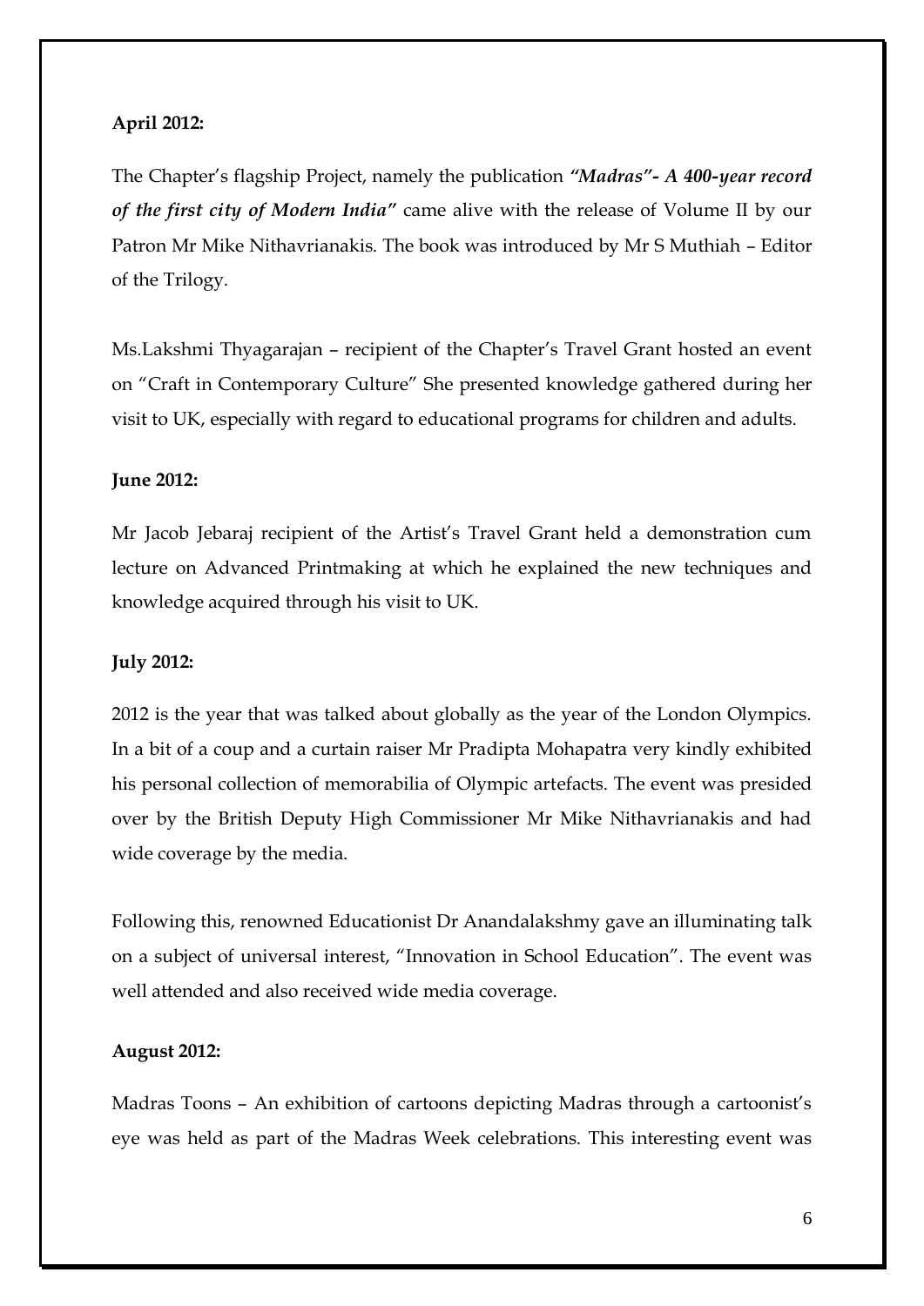**April 2012:**

The Chapter's flagship Project, namely the publication ***"Madras"- A 400-year record of the first city of Modern India"*** came alive with the release of Volume II by our Patron Mr Mike Nithavrianakis. The book was introduced by Mr S Muthiah – Editor of the Trilogy.

Ms.Lakshmi Thyagarajan – recipient of the Chapter's Travel Grant hosted an event on "Craft in Contemporary Culture" She presented knowledge gathered during her visit to UK, especially with regard to educational programs for children and adults.

**June 2012:**

Mr Jacob Jebaraj recipient of the Artist's Travel Grant held a demonstration cum lecture on Advanced Printmaking at which he explained the new techniques and knowledge acquired through his visit to UK.

**July 2012:**

2012 is the year that was talked about globally as the year of the London Olympics. In a bit of a coup and a curtain raiser Mr Pradipta Mohapatra very kindly exhibited his personal collection of memorabilia of Olympic artefacts. The event was presided over by the British Deputy High Commissioner Mr Mike Nithavrianakis and had wide coverage by the media.

Following this, renowned Educationist Dr Anandalakshmy gave an illuminating talk on a subject of universal interest, "Innovation in School Education". The event was well attended and also received wide media coverage.

**August 2012:**

Madras Toons – An exhibition of cartoons depicting Madras through a cartoonist's eye was held as part of the Madras Week celebrations. This interesting event was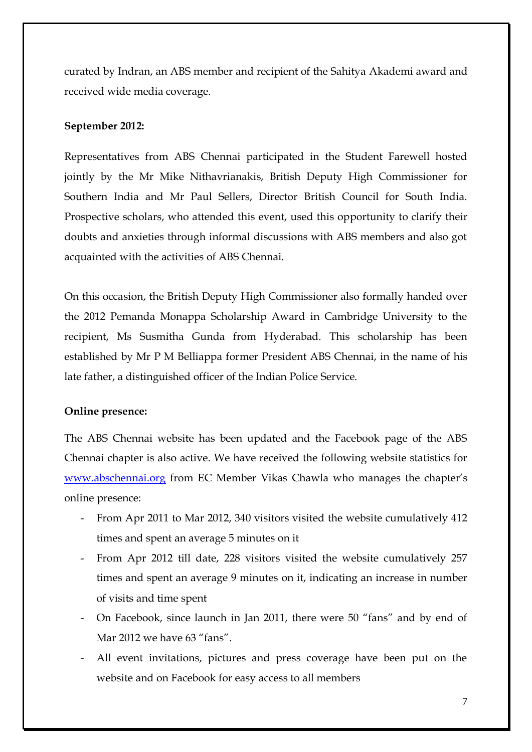curated by Indran, an ABS member and recipient of the Sahitya Akademi award and received wide media coverage.

**September 2012:**

Representatives from ABS Chennai participated in the Student Farewell hosted jointly by the Mr Mike Nithavrianakis, British Deputy High Commissioner for Southern India and Mr Paul Sellers, Director British Council for South India. Prospective scholars, who attended this event, used this opportunity to clarify their doubts and anxieties through informal discussions with ABS members and also got acquainted with the activities of ABS Chennai.

On this occasion, the British Deputy High Commissioner also formally handed over the 2012 Pemanda Monappa Scholarship Award in Cambridge University to the recipient, Ms Susmitha Gunda from Hyderabad. This scholarship has been established by Mr P M Belliappa former President ABS Chennai, in the name of his late father, a distinguished officer of the Indian Police Service.

**Online presence:**

The ABS Chennai website has been updated and the Facebook page of the ABS Chennai chapter is also active. We have received the following website statistics for [www.abschennai.org](http://www.abschennai.org) from EC Member Vikas Chawla who manages the chapter's online presence:

- From Apr 2011 to Mar 2012, 340 visitors visited the website cumulatively 412 times and spent an average 5 minutes on it
- From Apr 2012 till date, 228 visitors visited the website cumulatively 257 times and spent an average 9 minutes on it, indicating an increase in number of visits and time spent
- On Facebook, since launch in Jan 2011, there were 50 "fans" and by end of Mar 2012 we have 63 "fans".
- All event invitations, pictures and press coverage have been put on the website and on Facebook for easy access to all members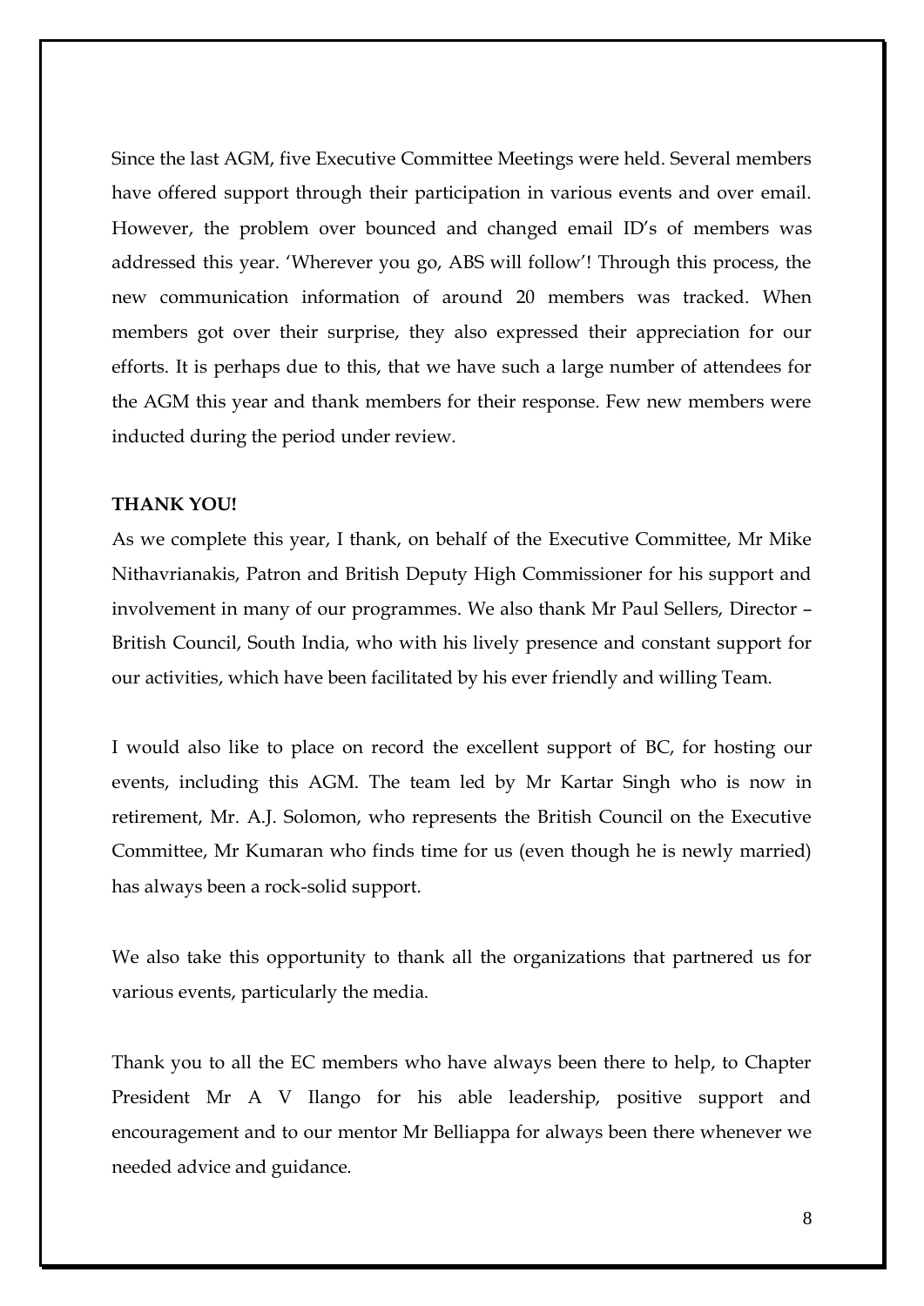Since the last AGM, five Executive Committee Meetings were held. Several members have offered support through their participation in various events and over email. However, the problem over bounced and changed email ID's of members was addressed this year. 'Wherever you go, ABS will follow'! Through this process, the new communication information of around 20 members was tracked. When members got over their surprise, they also expressed their appreciation for our efforts. It is perhaps due to this, that we have such a large number of attendees for the AGM this year and thank members for their response. Few new members were inducted during the period under review.

**THANK YOU!**

As we complete this year, I thank, on behalf of the Executive Committee, Mr Mike Nithavrianakis, Patron and British Deputy High Commissioner for his support and involvement in many of our programmes. We also thank Mr Paul Sellers, Director – British Council, South India, who with his lively presence and constant support for our activities, which have been facilitated by his ever friendly and willing Team.

I would also like to place on record the excellent support of BC, for hosting our events, including this AGM. The team led by Mr Kartar Singh who is now in retirement, Mr. A.J. Solomon, who represents the British Council on the Executive Committee, Mr Kumaran who finds time for us (even though he is newly married) has always been a rock-solid support.

We also take this opportunity to thank all the organizations that partnered us for various events, particularly the media.

Thank you to all the EC members who have always been there to help, to Chapter President Mr A V Ilango for his able leadership, positive support and encouragement and to our mentor Mr Belliappa for always been there whenever we needed advice and guidance.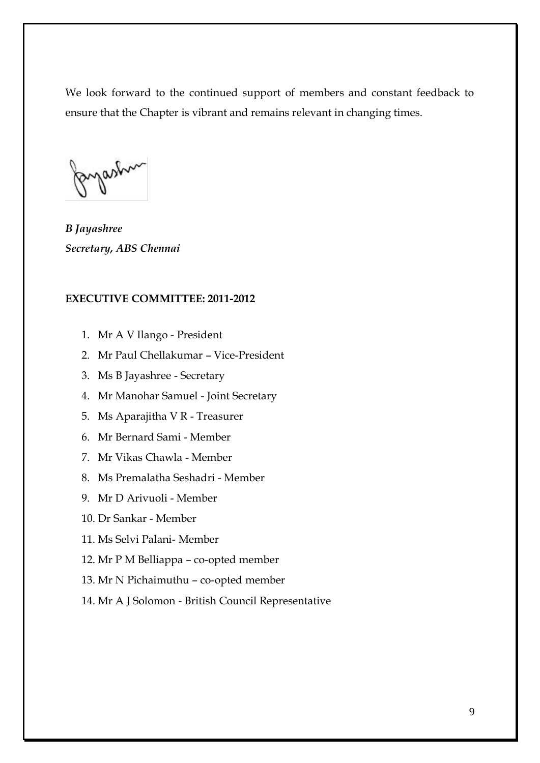We look forward to the continued support of members and constant feedback to ensure that the Chapter is vibrant and remains relevant in changing times.

***B Jayashree***
***Secretary, ABS Chennai***

**EXECUTIVE COMMITTEE: 2011-2012**

1. Mr A V Ilango - President
2. Mr Paul Chellakumar – Vice-President
3. Ms B Jayashree - Secretary
4. Mr Manohar Samuel - Joint Secretary
5. Ms Aparajitha V R - Treasurer
6. Mr Bernard Sami - Member
7. Mr Vikas Chawla - Member
8. Ms Premalatha Seshadri - Member
9. Mr D Arivuoli - Member
10. Dr Sankar - Member
11. Ms Selvi Palani- Member
12. Mr P M Belliappa – co-opted member
13. Mr N Pichaimuthu – co-opted member
14. Mr A J Solomon - British Council Representative